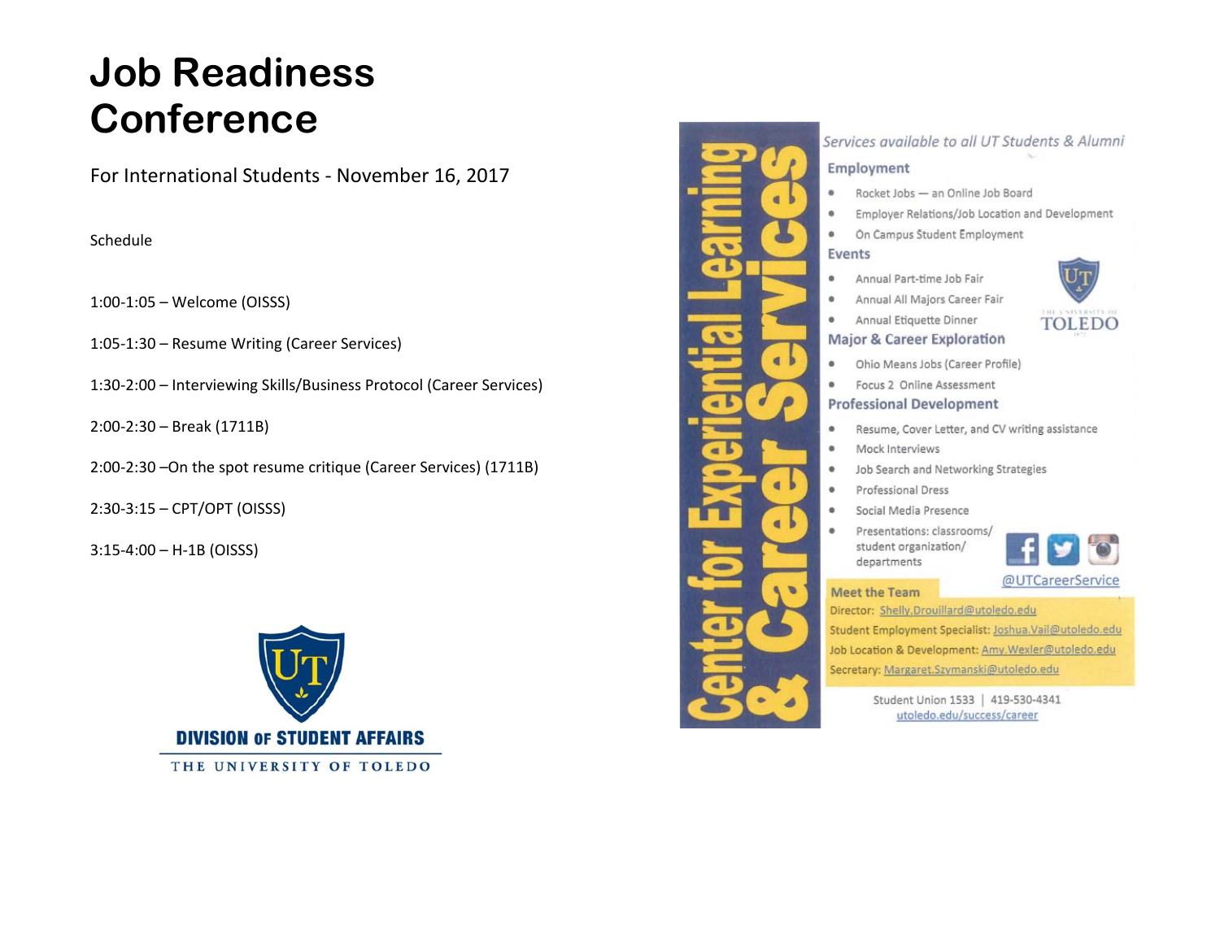# Job Readiness Conference

For International Students - November 16, 2017

Schedule

1:00-1:05 – Welcome (OISSS)

1:05-1:30 – Resume Writing (Career Services)

1:30-2:00 – Interviewing Skills/Business Protocol (Career Services)

2:00-2:30 – Break (1711B)

2:00-2:30 –On the spot resume critique (Career Services) (1711B)

2:30-3:15 – CPT/OPT (OISSS)

3:15-4:00 – H-1B (OISSS)

**DIVISION OF STUDENT AFFAIRS**

THE UNIVERSITY OF TOLEDO

## Center for Experiential Learning & Career Services

*Services available to all UT Students & Alumni*

### Employment

- Rocket Jobs — an Online Job Board
- Employer Relations/Job Location and Development
- On Campus Student Employment

### Events

- Annual Part-time Job Fair
- Annual All Majors Career Fair
- Annual Etiquette Dinner

THE UNIVERSITY OF TOLEDO

### Major & Career Exploration

- Ohio Means Jobs (Career Profile)
- Focus 2 Online Assessment

### Professional Development

- Resume, Cover Letter, and CV writing assistance
- Mock Interviews
- Job Search and Networking Strategies
- Professional Dress
- Social Media Presence
- Presentations: classrooms/ student organization/ departments

@UTCareerService

### Meet the Team

Director: Shelly.Drouillard@utoledo.edu

Student Employment Specialist: Joshua.Vail@utoledo.edu

Job Location & Development: Amy.Wexler@utoledo.edu

Secretary: Margaret.Szymanski@utoledo.edu

Student Union 1533 | 419-530-4341

utoledo.edu/success/career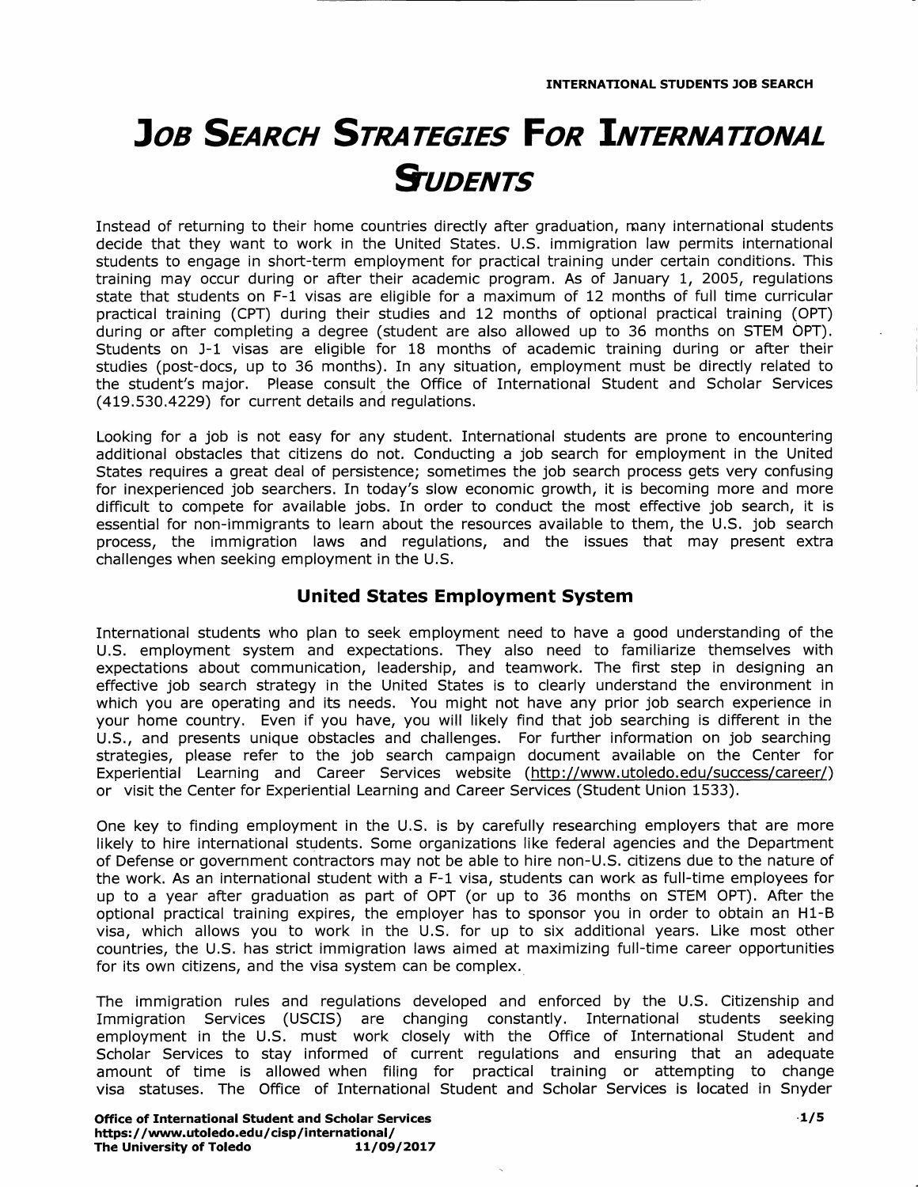# Job Search Strategies For International Students

Instead of returning to their home countries directly after graduation, many international students decide that they want to work in the United States. U.S. immigration law permits international students to engage in short-term employment for practical training under certain conditions. This training may occur during or after their academic program. As of January 1, 2005, regulations state that students on F-1 visas are eligible for a maximum of 12 months of full time curricular practical training (CPT) during their studies and 12 months of optional practical training (OPT) during or after completing a degree (student are also allowed up to 36 months on STEM OPT). Students on J-1 visas are eligible for 18 months of academic training during or after their studies (post-docs, up to 36 months). In any situation, employment must be directly related to the student's major. Please consult the Office of International Student and Scholar Services (419.530.4229) for current details and regulations.

Looking for a job is not easy for any student. International students are prone to encountering additional obstacles that citizens do not. Conducting a job search for employment in the United States requires a great deal of persistence; sometimes the job search process gets very confusing for inexperienced job searchers. In today's slow economic growth, it is becoming more and more difficult to compete for available jobs. In order to conduct the most effective job search, it is essential for non-immigrants to learn about the resources available to them, the U.S. job search process, the immigration laws and regulations, and the issues that may present extra challenges when seeking employment in the U.S.

## United States Employment System

International students who plan to seek employment need to have a good understanding of the U.S. employment system and expectations. They also need to familiarize themselves with expectations about communication, leadership, and teamwork. The first step in designing an effective job search strategy in the United States is to clearly understand the environment in which you are operating and its needs. You might not have any prior job search experience in your home country. Even if you have, you will likely find that job searching is different in the U.S., and presents unique obstacles and challenges. For further information on job searching strategies, please refer to the job search campaign document available on the Center for Experiential Learning and Career Services website (http://www.utoledo.edu/success/career/) or visit the Center for Experiential Learning and Career Services (Student Union 1533).

One key to finding employment in the U.S. is by carefully researching employers that are more likely to hire international students. Some organizations like federal agencies and the Department of Defense or government contractors may not be able to hire non-U.S. citizens due to the nature of the work. As an international student with a F-1 visa, students can work as full-time employees for up to a year after graduation as part of OPT (or up to 36 months on STEM OPT). After the optional practical training expires, the employer has to sponsor you in order to obtain an H1-B visa, which allows you to work in the U.S. for up to six additional years. Like most other countries, the U.S. has strict immigration laws aimed at maximizing full-time career opportunities for its own citizens, and the visa system can be complex.

The immigration rules and regulations developed and enforced by the U.S. Citizenship and Immigration Services (USCIS) are changing constantly. International students seeking employment in the U.S. must work closely with the Office of International Student and Scholar Services to stay informed of current regulations and ensuring that an adequate amount of time is allowed when filing for practical training or attempting to change visa statuses. The Office of International Student and Scholar Services is located in Snyder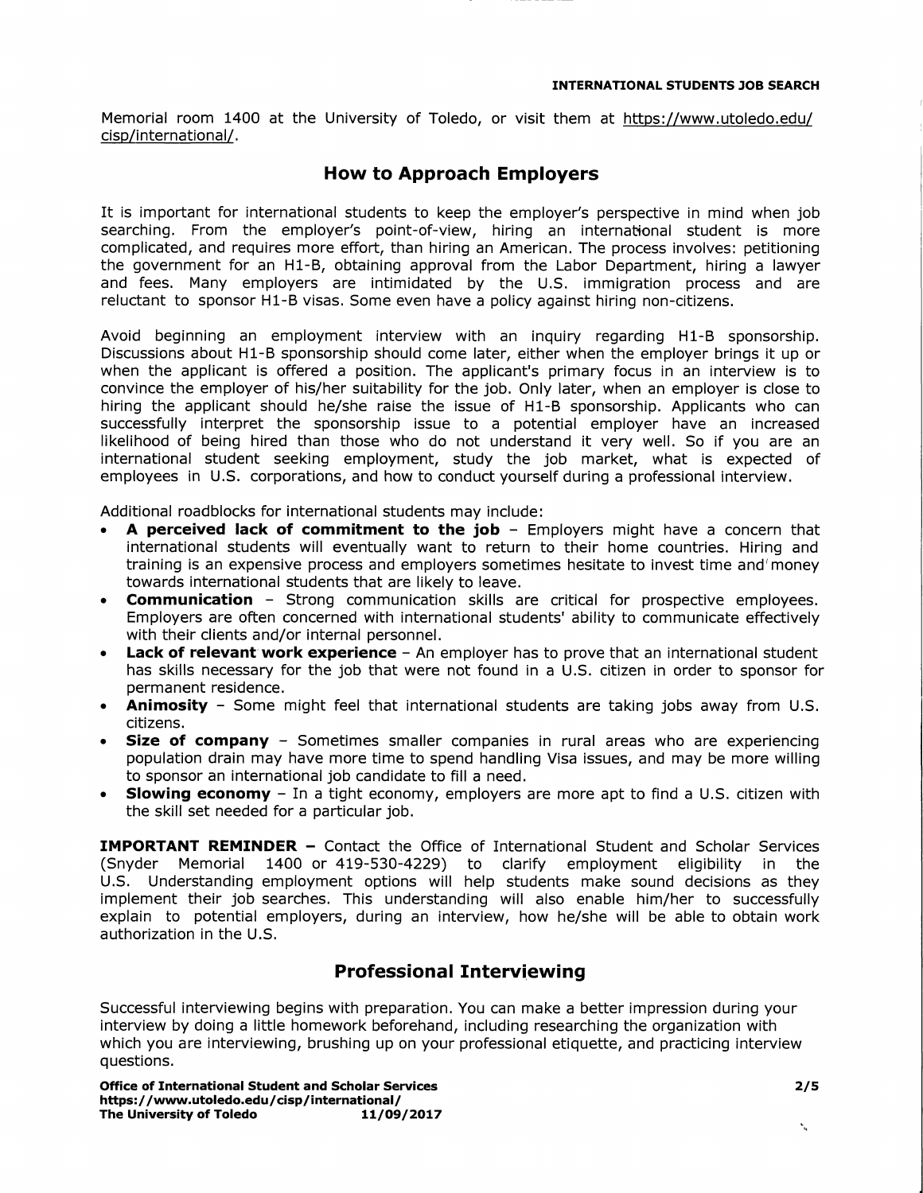Memorial room 1400 at the University of Toledo, or visit them at https://www.utoledo.edu/cisp/international/.

## How to Approach Employers

It is important for international students to keep the employer's perspective in mind when job searching. From the employer's point-of-view, hiring an international student is more complicated, and requires more effort, than hiring an American. The process involves: petitioning the government for an H1-B, obtaining approval from the Labor Department, hiring a lawyer and fees. Many employers are intimidated by the U.S. immigration process and are reluctant to sponsor H1-B visas. Some even have a policy against hiring non-citizens.

Avoid beginning an employment interview with an inquiry regarding H1-B sponsorship. Discussions about H1-B sponsorship should come later, either when the employer brings it up or when the applicant is offered a position. The applicant's primary focus in an interview is to convince the employer of his/her suitability for the job. Only later, when an employer is close to hiring the applicant should he/she raise the issue of H1-B sponsorship. Applicants who can successfully interpret the sponsorship issue to a potential employer have an increased likelihood of being hired than those who do not understand it very well. So if you are an international student seeking employment, study the job market, what is expected of employees in U.S. corporations, and how to conduct yourself during a professional interview.

Additional roadblocks for international students may include:

- **A perceived lack of commitment to the job** – Employers might have a concern that international students will eventually want to return to their home countries. Hiring and training is an expensive process and employers sometimes hesitate to invest time and money towards international students that are likely to leave.
- **Communication** – Strong communication skills are critical for prospective employees. Employers are often concerned with international students' ability to communicate effectively with their clients and/or internal personnel.
- **Lack of relevant work experience** – An employer has to prove that an international student has skills necessary for the job that were not found in a U.S. citizen in order to sponsor for permanent residence.
- **Animosity** – Some might feel that international students are taking jobs away from U.S. citizens.
- **Size of company** – Sometimes smaller companies in rural areas who are experiencing population drain may have more time to spend handling Visa issues, and may be more willing to sponsor an international job candidate to fill a need.
- **Slowing economy** – In a tight economy, employers are more apt to find a U.S. citizen with the skill set needed for a particular job.

**IMPORTANT REMINDER –** Contact the Office of International Student and Scholar Services (Snyder Memorial 1400 or 419-530-4229) to clarify employment eligibility in the U.S. Understanding employment options will help students make sound decisions as they implement their job searches. This understanding will also enable him/her to successfully explain to potential employers, during an interview, how he/she will be able to obtain work authorization in the U.S.

## Professional Interviewing

Successful interviewing begins with preparation. You can make a better impression during your interview by doing a little homework beforehand, including researching the organization with which you are interviewing, brushing up on your professional etiquette, and practicing interview questions.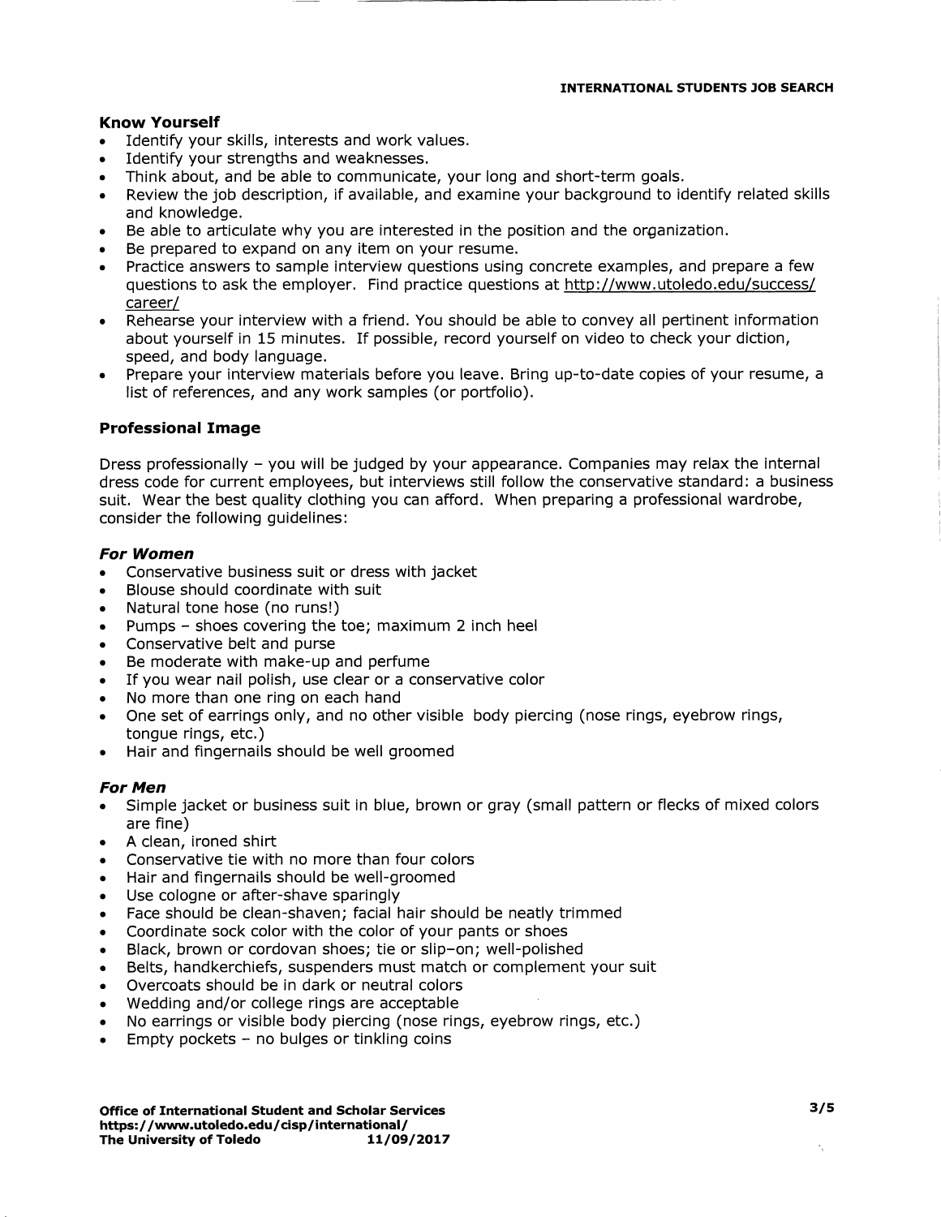### Know Yourself

- Identify your skills, interests and work values.
- Identify your strengths and weaknesses.
- Think about, and be able to communicate, your long and short-term goals.
- Review the job description, if available, and examine your background to identify related skills and knowledge.
- Be able to articulate why you are interested in the position and the organization.
- Be prepared to expand on any item on your resume.
- Practice answers to sample interview questions using concrete examples, and prepare a few questions to ask the employer. Find practice questions at http://www.utoledo.edu/success/career/
- Rehearse your interview with a friend. You should be able to convey all pertinent information about yourself in 15 minutes. If possible, record yourself on video to check your diction, speed, and body language.
- Prepare your interview materials before you leave. Bring up-to-date copies of your resume, a list of references, and any work samples (or portfolio).

### Professional Image

Dress professionally – you will be judged by your appearance. Companies may relax the internal dress code for current employees, but interviews still follow the conservative standard: a business suit. Wear the best quality clothing you can afford. When preparing a professional wardrobe, consider the following guidelines:

#### *For Women*

- Conservative business suit or dress with jacket
- Blouse should coordinate with suit
- Natural tone hose (no runs!)
- Pumps – shoes covering the toe; maximum 2 inch heel
- Conservative belt and purse
- Be moderate with make-up and perfume
- If you wear nail polish, use clear or a conservative color
- No more than one ring on each hand
- One set of earrings only, and no other visible body piercing (nose rings, eyebrow rings, tongue rings, etc.)
- Hair and fingernails should be well groomed

#### *For Men*

- Simple jacket or business suit in blue, brown or gray (small pattern or flecks of mixed colors are fine)
- A clean, ironed shirt
- Conservative tie with no more than four colors
- Hair and fingernails should be well-groomed
- Use cologne or after-shave sparingly
- Face should be clean-shaven; facial hair should be neatly trimmed
- Coordinate sock color with the color of your pants or shoes
- Black, brown or cordovan shoes; tie or slip–on; well-polished
- Belts, handkerchiefs, suspenders must match or complement your suit
- Overcoats should be in dark or neutral colors
- Wedding and/or college rings are acceptable
- No earrings or visible body piercing (nose rings, eyebrow rings, etc.)
- Empty pockets – no bulges or tinkling coins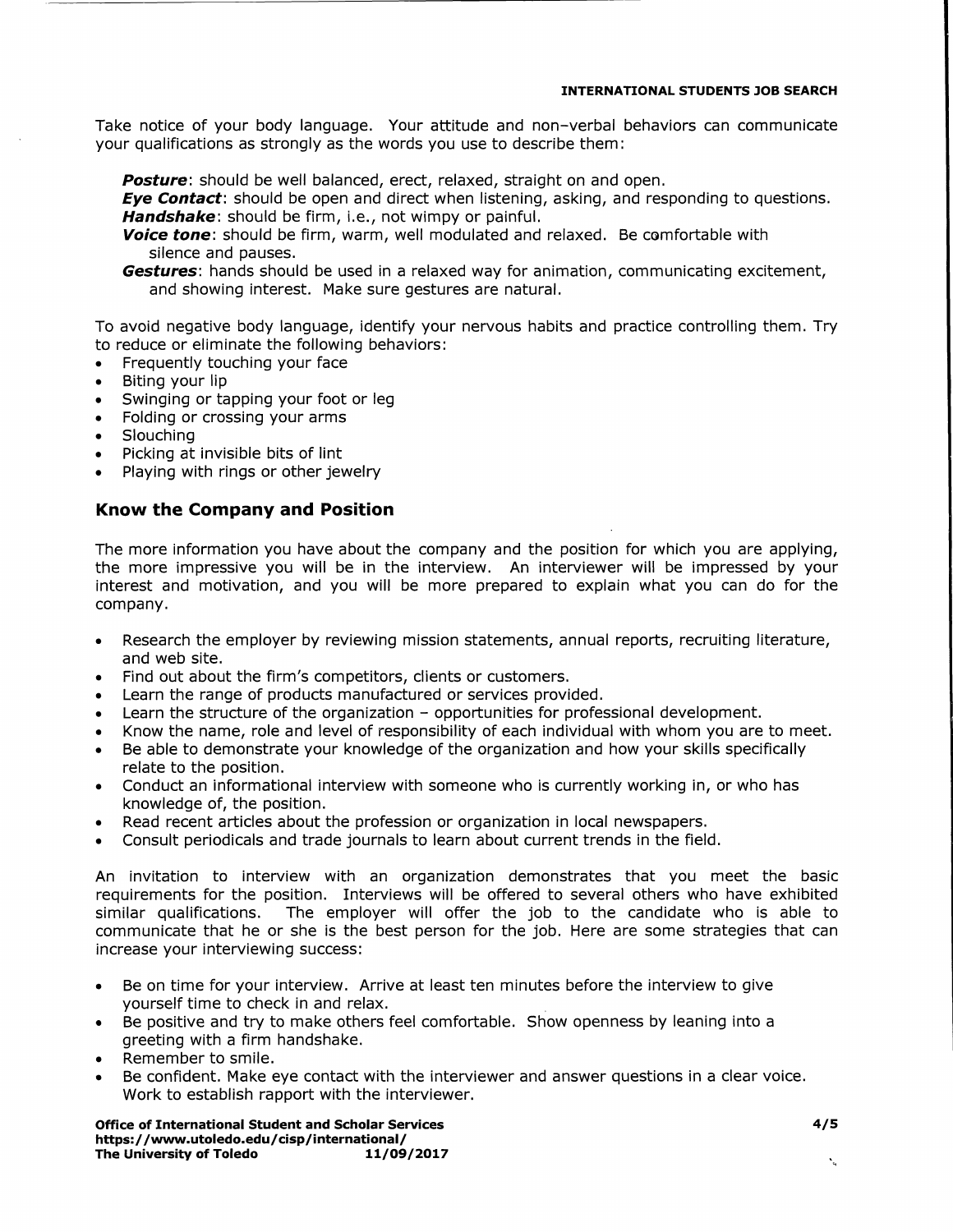Take notice of your body language. Your attitude and non-verbal behaviors can communicate your qualifications as strongly as the words you use to describe them:

***Posture***: should be well balanced, erect, relaxed, straight on and open.
***Eye Contact***: should be open and direct when listening, asking, and responding to questions.
***Handshake***: should be firm, i.e., not wimpy or painful.
***Voice tone***: should be firm, warm, well modulated and relaxed. Be comfortable with silence and pauses.
***Gestures***: hands should be used in a relaxed way for animation, communicating excitement, and showing interest. Make sure gestures are natural.

To avoid negative body language, identify your nervous habits and practice controlling them. Try to reduce or eliminate the following behaviors:

- Frequently touching your face
- Biting your lip
- Swinging or tapping your foot or leg
- Folding or crossing your arms
- Slouching
- Picking at invisible bits of lint
- Playing with rings or other jewelry

## Know the Company and Position

The more information you have about the company and the position for which you are applying, the more impressive you will be in the interview. An interviewer will be impressed by your interest and motivation, and you will be more prepared to explain what you can do for the company.

- Research the employer by reviewing mission statements, annual reports, recruiting literature, and web site.
- Find out about the firm's competitors, clients or customers.
- Learn the range of products manufactured or services provided.
- Learn the structure of the organization – opportunities for professional development.
- Know the name, role and level of responsibility of each individual with whom you are to meet.
- Be able to demonstrate your knowledge of the organization and how your skills specifically relate to the position.
- Conduct an informational interview with someone who is currently working in, or who has knowledge of, the position.
- Read recent articles about the profession or organization in local newspapers.
- Consult periodicals and trade journals to learn about current trends in the field.

An invitation to interview with an organization demonstrates that you meet the basic requirements for the position. Interviews will be offered to several others who have exhibited similar qualifications. The employer will offer the job to the candidate who is able to communicate that he or she is the best person for the job. Here are some strategies that can increase your interviewing success:

- Be on time for your interview. Arrive at least ten minutes before the interview to give yourself time to check in and relax.
- Be positive and try to make others feel comfortable. Show openness by leaning into a greeting with a firm handshake.
- Remember to smile.
- Be confident. Make eye contact with the interviewer and answer questions in a clear voice. Work to establish rapport with the interviewer.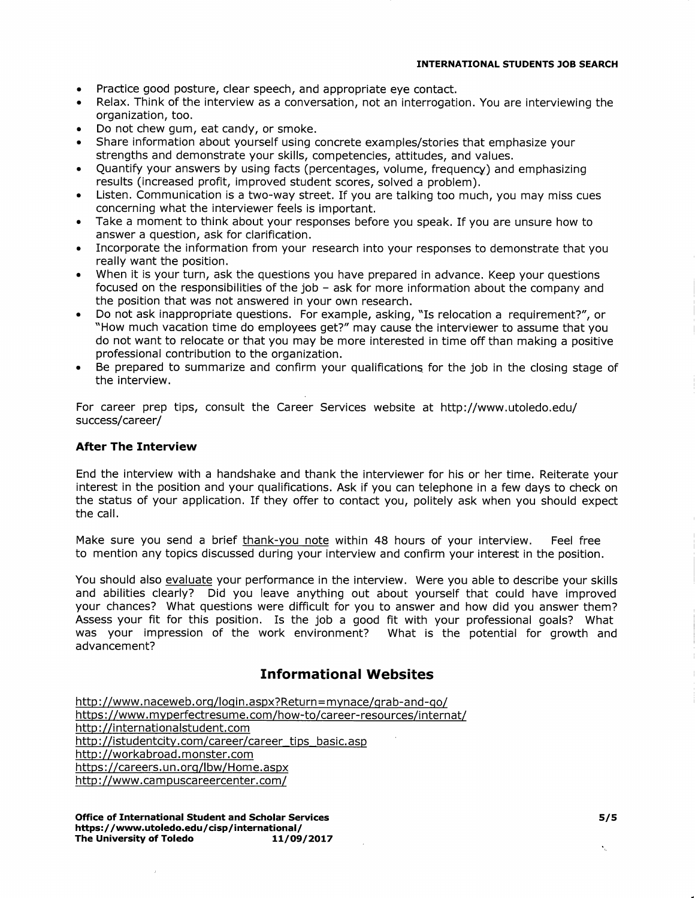- Practice good posture, clear speech, and appropriate eye contact.
- Relax. Think of the interview as a conversation, not an interrogation. You are interviewing the organization, too.
- Do not chew gum, eat candy, or smoke.
- Share information about yourself using concrete examples/stories that emphasize your strengths and demonstrate your skills, competencies, attitudes, and values.
- Quantify your answers by using facts (percentages, volume, frequency) and emphasizing results (increased profit, improved student scores, solved a problem).
- Listen. Communication is a two-way street. If you are talking too much, you may miss cues concerning what the interviewer feels is important.
- Take a moment to think about your responses before you speak. If you are unsure how to answer a question, ask for clarification.
- Incorporate the information from your research into your responses to demonstrate that you really want the position.
- When it is your turn, ask the questions you have prepared in advance. Keep your questions focused on the responsibilities of the job – ask for more information about the company and the position that was not answered in your own research.
- Do not ask inappropriate questions. For example, asking, "Is relocation a requirement?", or "How much vacation time do employees get?" may cause the interviewer to assume that you do not want to relocate or that you may be more interested in time off than making a positive professional contribution to the organization.
- Be prepared to summarize and confirm your qualifications for the job in the closing stage of the interview.

For career prep tips, consult the Career Services website at http://www.utoledo.edu/success/career/

### After The Interview

End the interview with a handshake and thank the interviewer for his or her time. Reiterate your interest in the position and your qualifications. Ask if you can telephone in a few days to check on the status of your application. If they offer to contact you, politely ask when you should expect the call.

Make sure you send a brief thank-you note within 48 hours of your interview. Feel free to mention any topics discussed during your interview and confirm your interest in the position.

You should also evaluate your performance in the interview. Were you able to describe your skills and abilities clearly? Did you leave anything out about yourself that could have improved your chances? What questions were difficult for you to answer and how did you answer them? Assess your fit for this position. Is the job a good fit with your professional goals? What was your impression of the work environment? What is the potential for growth and advancement?

## Informational Websites

http://www.naceweb.org/login.aspx?Return=mynace/grab-and-go/
https://www.myperfectresume.com/how-to/career-resources/internat/
http://internationalstudent.com
http://istudentcity.com/career/career_tips_basic.asp
http://workabroad.monster.com
https://careers.un.org/lbw/Home.aspx
http://www.campuscareercenter.com/

**Office of International Student and Scholar Services**
**https://www.utoledo.edu/cisp/international/**
**The University of Toledo 11/09/2017**